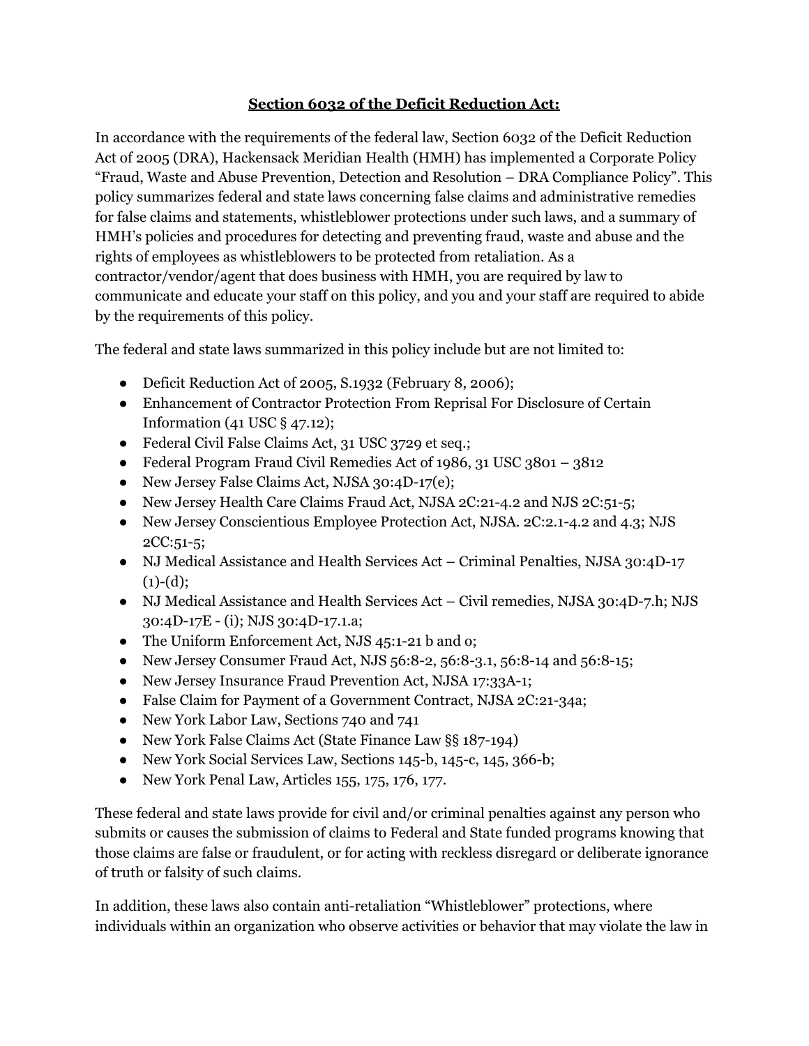## **Section 6032 of the Deficit Reduction Act:**

In accordance with the requirements of the federal law, Section 6032 of the Deficit Reduction Act of 2005 (DRA), Hackensack Meridian Health (HMH) has implemented a Corporate Policy "Fraud, Waste and Abuse Prevention, Detection and Resolution – DRA Compliance Policy". This policy summarizes federal and state laws concerning false claims and administrative remedies for false claims and statements, whistleblower protections under such laws, and a summary of HMH's policies and procedures for detecting and preventing fraud, waste and abuse and the rights of employees as whistleblowers to be protected from retaliation. As a contractor/vendor/agent that does business with HMH, you are required by law to communicate and educate your staff on this policy, and you and your staff are required to abide by the requirements of this policy.

The federal and state laws summarized in this policy include but are not limited to:

- Deficit Reduction Act of 2005, S.1932 (February 8, 2006);
- Enhancement of Contractor Protection From Reprisal For Disclosure of Certain Information (41 USC § 47.12);
- Federal Civil False Claims Act, 31 USC 3729 et seq.;
- Federal Program Fraud Civil Remedies Act of 1986, 31 USC 3801 – 3812
- New Jersey False Claims Act, NJSA 30:4D-17(e);
- New Jersey Health Care Claims Fraud Act, NJSA 2C:21-4.2 and NJS 2C:51-5;
- New Jersey Conscientious Employee Protection Act, NJSA. 2C:2.1-4.2 and 4.3; NJS 2CC:51-5;
- NJ Medical Assistance and Health Services Act – Criminal Penalties, NJSA 30:4D-17 (1)-(d);
- NJ Medical Assistance and Health Services Act – Civil remedies, NJSA 30:4D-7.h; NJS 30:4D-17E - (i); NJS 30:4D-17.1.a;
- The Uniform Enforcement Act, NJS 45:1-21 b and o;
- New Jersey Consumer Fraud Act, NJS 56:8-2, 56:8-3.1, 56:8-14 and 56:8-15;
- New Jersey Insurance Fraud Prevention Act, NJSA 17:33A-1;
- False Claim for Payment of a Government Contract, NJSA 2C:21-34a;
- New York Labor Law, Sections 740 and 741
- New York False Claims Act (State Finance Law §§ 187-194)
- New York Social Services Law, Sections 145-b, 145-c, 145, 366-b;
- New York Penal Law, Articles 155, 175, 176, 177.

These federal and state laws provide for civil and/or criminal penalties against any person who submits or causes the submission of claims to Federal and State funded programs knowing that those claims are false or fraudulent, or for acting with reckless disregard or deliberate ignorance of truth or falsity of such claims.

In addition, these laws also contain anti-retaliation "Whistleblower" protections, where individuals within an organization who observe activities or behavior that may violate the law in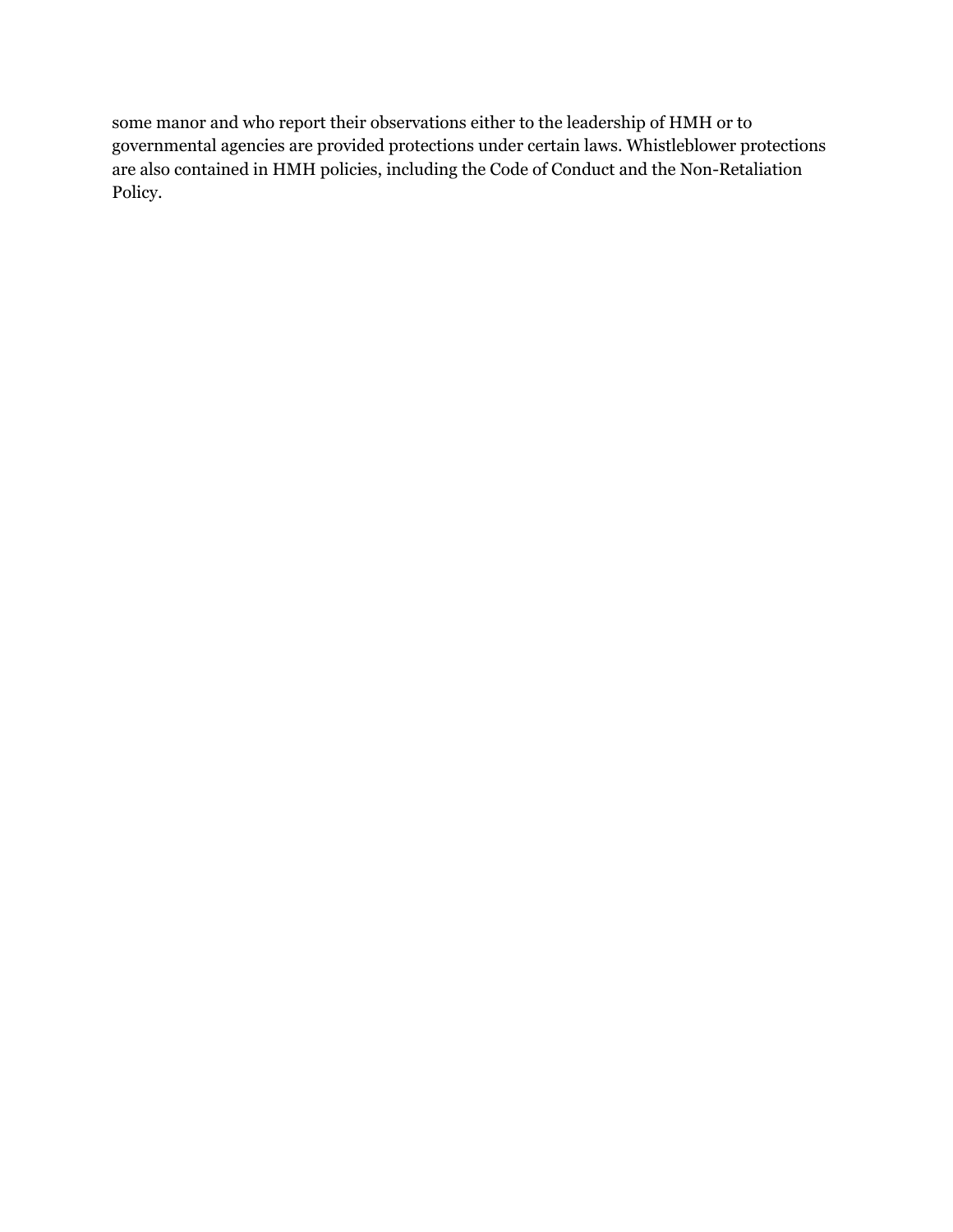some manor and who report their observations either to the leadership of HMH or to governmental agencies are provided protections under certain laws. Whistleblower protections are also contained in HMH policies, including the Code of Conduct and the Non-Retaliation Policy.